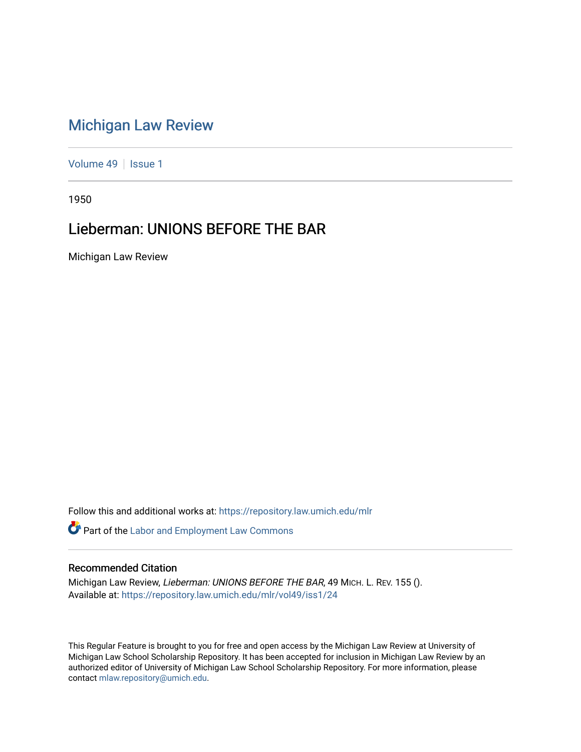# Michigan Law Review

Volume 49 | Issue 1

1950

## Lieberman: UNIONS BEFORE THE BAR

Michigan Law Review

Follow this and additional works at: https://repository.law.umich.edu/mlr

Part of the Labor and Employment Law Commons

### Recommended Citation

Michigan Law Review, *Lieberman: UNIONS BEFORE THE BAR*, 49 MICH. L. REV. 155 ().
Available at: https://repository.law.umich.edu/mlr/vol49/iss1/24

This Regular Feature is brought to you for free and open access by the Michigan Law Review at University of Michigan Law School Scholarship Repository. It has been accepted for inclusion in Michigan Law Review by an authorized editor of University of Michigan Law School Scholarship Repository. For more information, please contact mlaw.repository@umich.edu.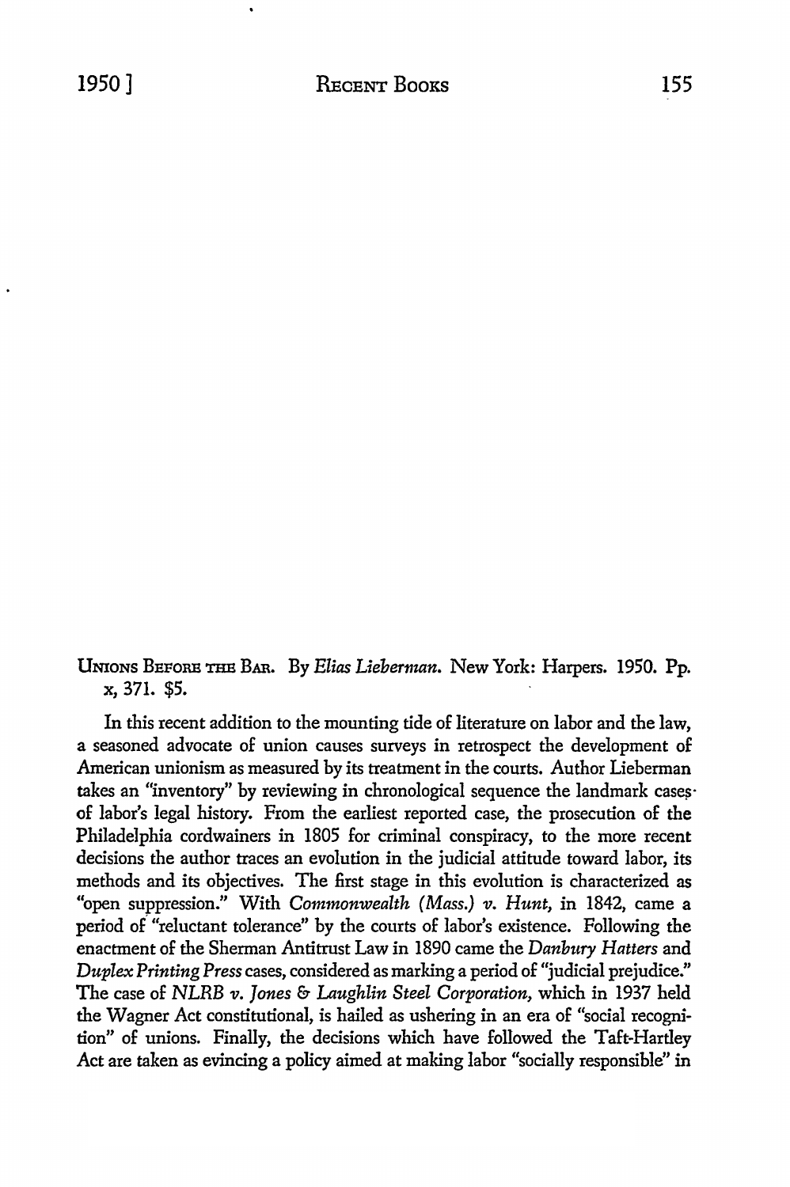UNIONS BEFORE THE BAR. By *Elias Lieberman*. New York: Harpers. 1950. Pp. x, 371. $5.

In this recent addition to the mounting tide of literature on labor and the law, a seasoned advocate of union causes surveys in retrospect the development of American unionism as measured by its treatment in the courts. Author Lieberman takes an "inventory" by reviewing in chronological sequence the landmark cases of labor's legal history. From the earliest reported case, the prosecution of the Philadelphia cordwainers in 1805 for criminal conspiracy, to the more recent decisions the author traces an evolution in the judicial attitude toward labor, its methods and its objectives. The first stage in this evolution is characterized as "open suppression." With *Commonwealth (Mass.) v. Hunt*, in 1842, came a period of "reluctant tolerance" by the courts of labor's existence. Following the enactment of the Sherman Antitrust Law in 1890 came the *Danbury Hatters* and *Duplex Printing Press* cases, considered as marking a period of "judicial prejudice." The case of *NLRB v. Jones & Laughlin Steel Corporation*, which in 1937 held the Wagner Act constitutional, is hailed as ushering in an era of "social recognition" of unions. Finally, the decisions which have followed the Taft-Hartley Act are taken as evincing a policy aimed at making labor "socially responsible" in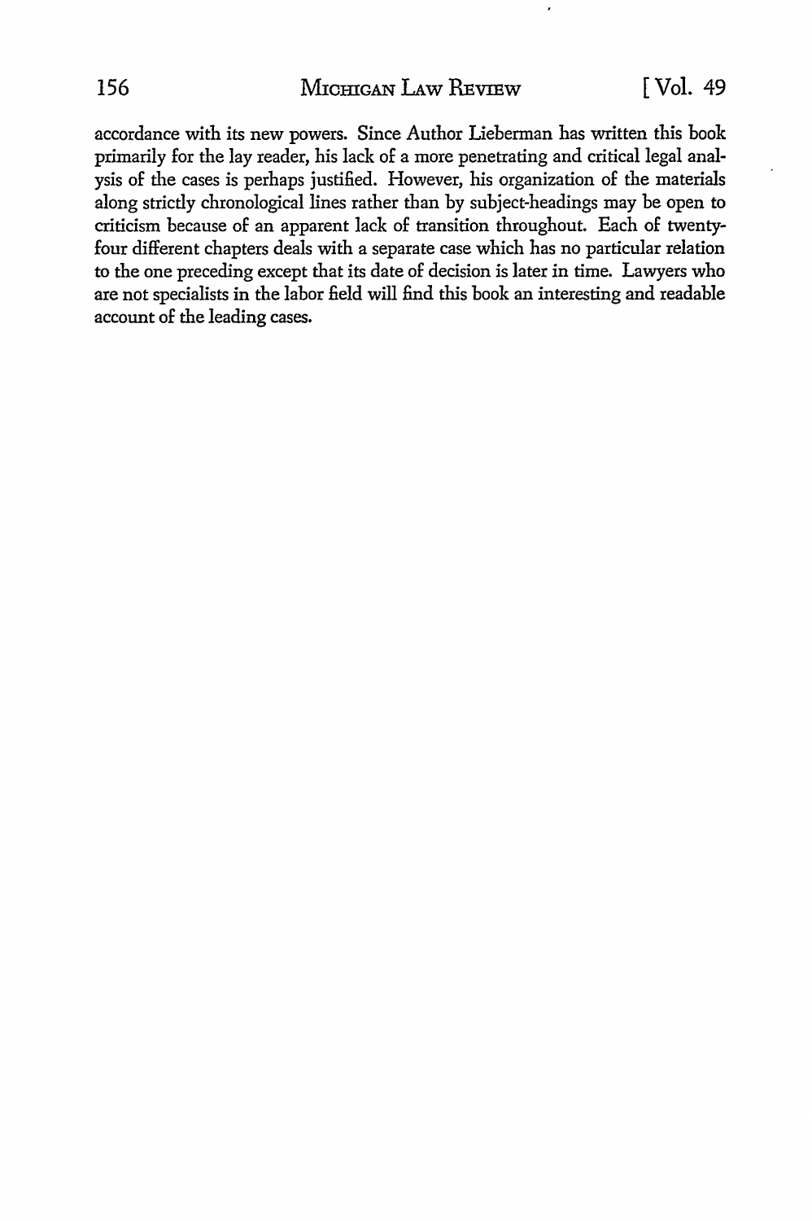accordance with its new powers. Since Author Lieberman has written this book primarily for the lay reader, his lack of a more penetrating and critical legal analysis of the cases is perhaps justified. However, his organization of the materials along strictly chronological lines rather than by subject-headings may be open to criticism because of an apparent lack of transition throughout. Each of twenty-four different chapters deals with a separate case which has no particular relation to the one preceding except that its date of decision is later in time. Lawyers who are not specialists in the labor field will find this book an interesting and readable account of the leading cases.